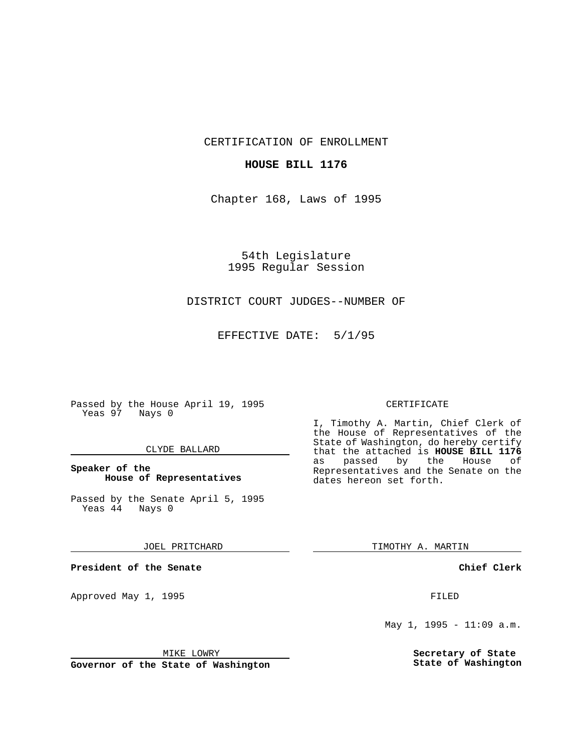CERTIFICATION OF ENROLLMENT

**HOUSE BILL 1176**

Chapter 168, Laws of 1995

54th Legislature
1995 Regular Session

DISTRICT COURT JUDGES--NUMBER OF

EFFECTIVE DATE: 5/1/95

Passed by the House April 19, 1995
Yeas 97 Nays 0

CLYDE BALLARD

**Speaker of the House of Representatives**

Passed by the Senate April 5, 1995
Yeas 44 Nays 0

JOEL PRITCHARD

**President of the Senate**

Approved May 1, 1995

MIKE LOWRY

**Governor of the State of Washington**

CERTIFICATE

I, Timothy A. Martin, Chief Clerk of the House of Representatives of the State of Washington, do hereby certify that the attached is **HOUSE BILL 1176** as passed by the House of Representatives and the Senate on the dates hereon set forth.

TIMOTHY A. MARTIN

**Chief Clerk**

FILED

May 1, 1995 - 11:09 a.m.

**Secretary of State**
**State of Washington**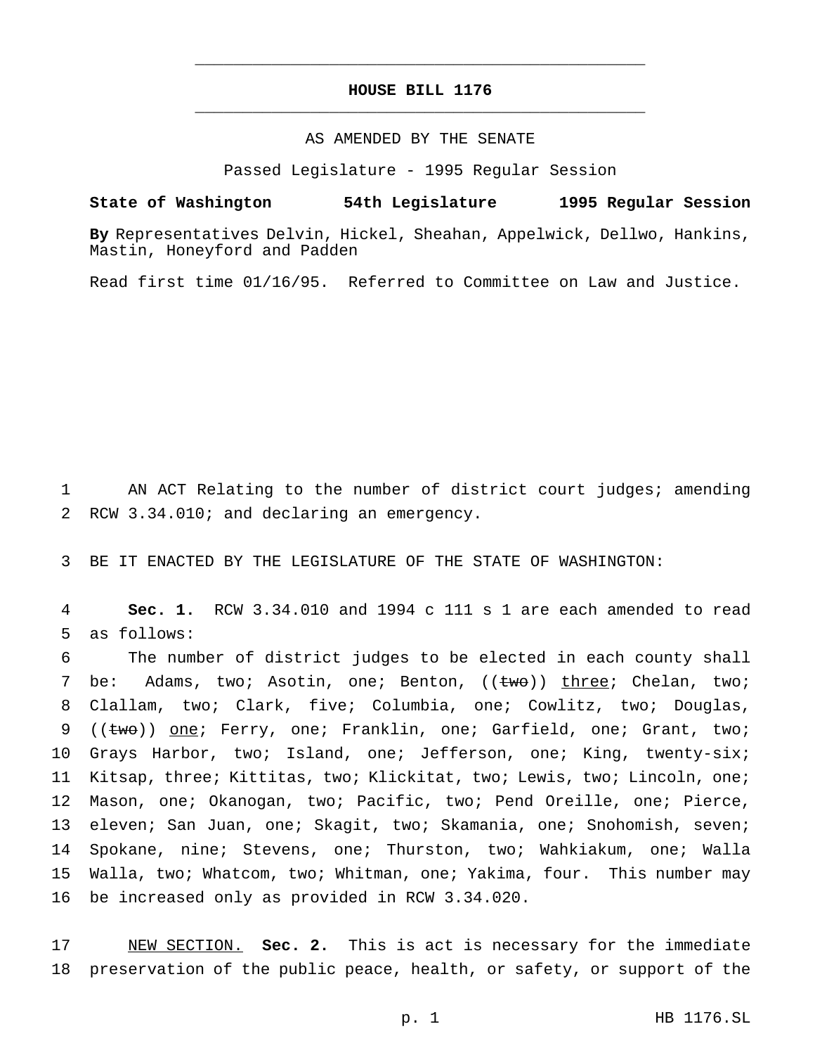**HOUSE BILL 1176**

AS AMENDED BY THE SENATE

Passed Legislature - 1995 Regular Session

**State of Washington 54th Legislature 1995 Regular Session**

**By** Representatives Delvin, Hickel, Sheahan, Appelwick, Dellwo, Hankins, Mastin, Honeyford and Padden

Read first time 01/16/95. Referred to Committee on Law and Justice.

AN ACT Relating to the number of district court judges; amending RCW 3.34.010; and declaring an emergency.

BE IT ENACTED BY THE LEGISLATURE OF THE STATE OF WASHINGTON:

**Sec. 1.** RCW 3.34.010 and 1994 c 111 s 1 are each amended to read as follows:

The number of district judges to be elected in each county shall be: Adams, two; Asotin, one; Benton, ((~~two~~)) <u>three</u>; Chelan, two; Clallam, two; Clark, five; Columbia, one; Cowlitz, two; Douglas, ((~~two~~)) <u>one</u>; Ferry, one; Franklin, one; Garfield, one; Grant, two; Grays Harbor, two; Island, one; Jefferson, one; King, twenty-six; Kitsap, three; Kittitas, two; Klickitat, two; Lewis, two; Lincoln, one; Mason, one; Okanogan, two; Pacific, two; Pend Oreille, one; Pierce, eleven; San Juan, one; Skagit, two; Skamania, one; Snohomish, seven; Spokane, nine; Stevens, one; Thurston, two; Wahkiakum, one; Walla Walla, two; Whatcom, two; Whitman, one; Yakima, four. This number may be increased only as provided in RCW 3.34.020.

<u>NEW SECTION.</u> **Sec. 2.** This is act is necessary for the immediate preservation of the public peace, health, or safety, or support of the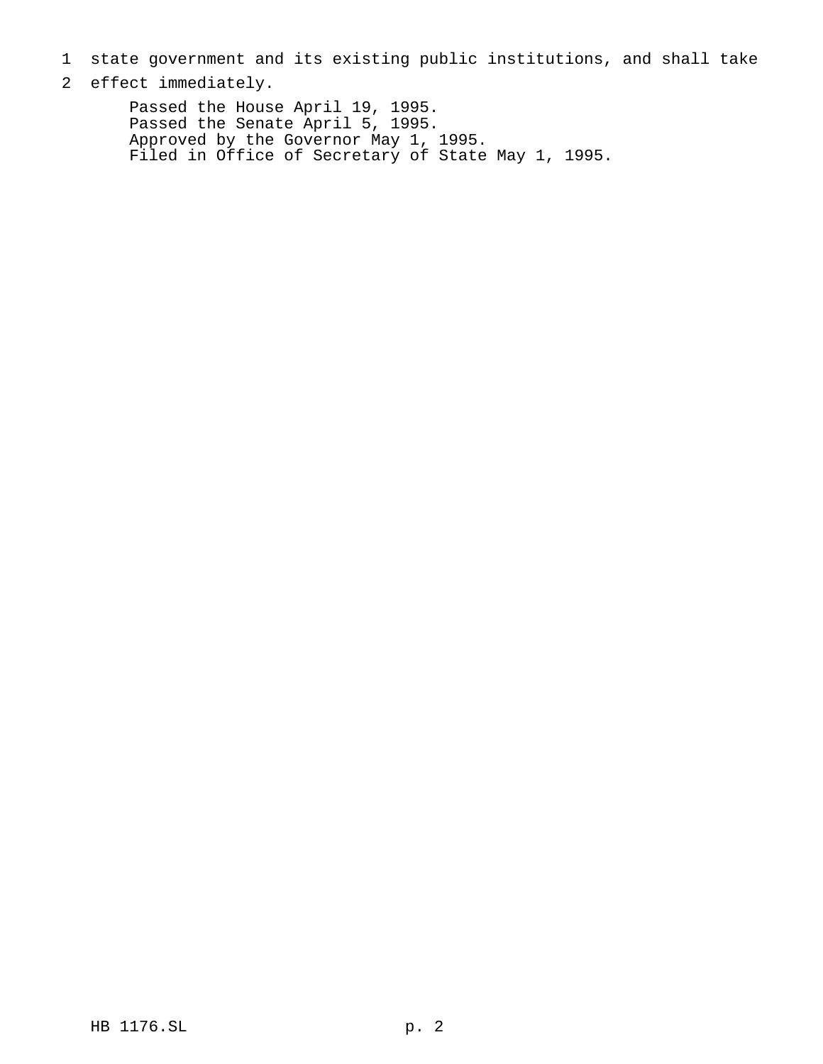state government and its existing public institutions, and shall take effect immediately.

Passed the House April 19, 1995.
Passed the Senate April 5, 1995.
Approved by the Governor May 1, 1995.
Filed in Office of Secretary of State May 1, 1995.